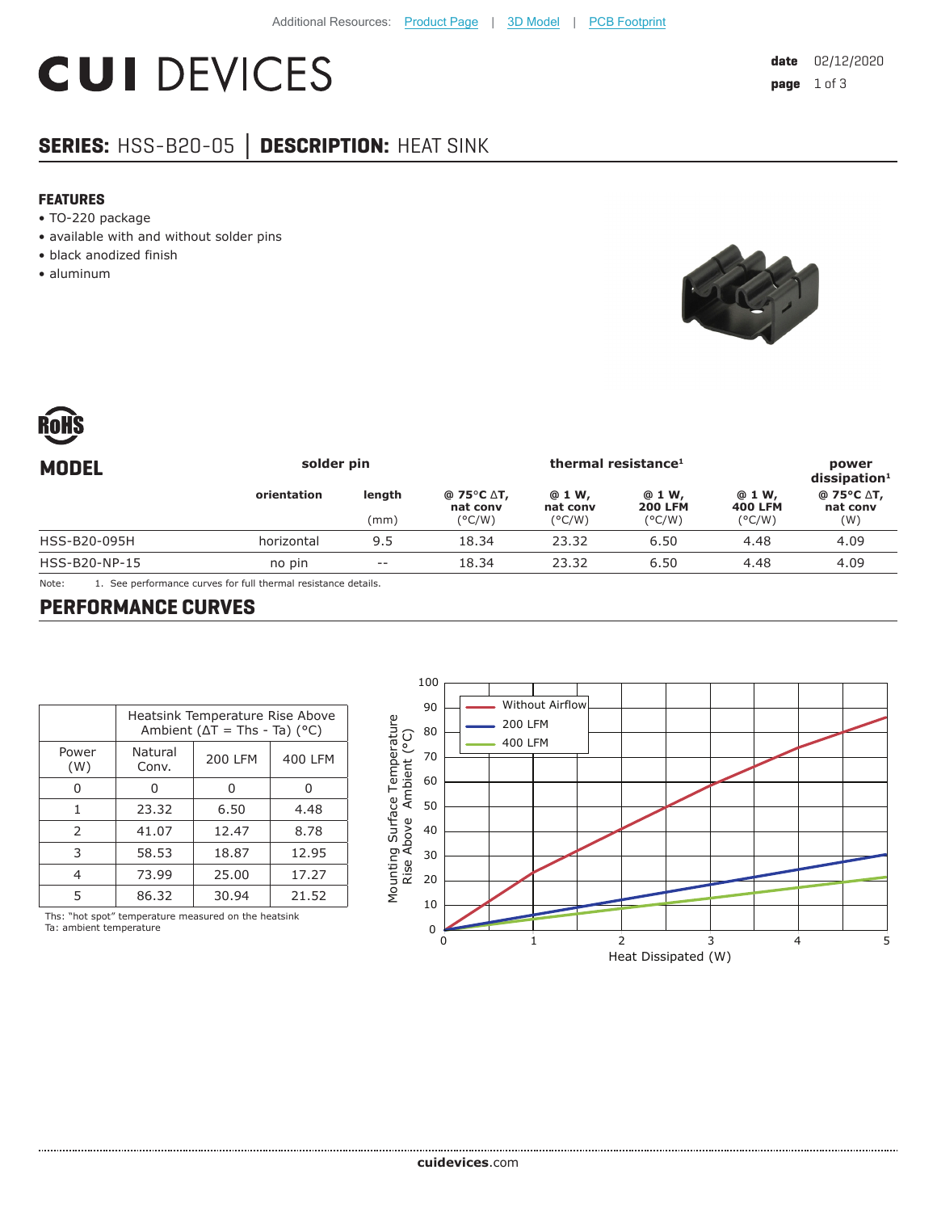Additional Resources: Product Page | 3D Model | PCB Footprint

# CUI DEVICES

date 02/12/2020

## SERIES: HSS-B20-05 | DESCRIPTION: HEAT SINK

### FEATURES

- TO-220 package
- available with and without solder pins
- black anodized finish
- aluminum

RoHS

| MODEL | solder pin | | thermal resistance[1] | | | | power dissipation[1] |
|---|---|---|---|---|---|---|---|
| | orientation | length (mm) | @ 75°C ΔT, nat conv (°C/W) | @ 1 W, nat conv (°C/W) | @ 1 W, 200 LFM (°C/W) | @ 1 W, 400 LFM (°C/W) | @ 75°C ΔT, nat conv (W) |
| HSS-B20-095H | horizontal | 9.5 | 18.34 | 23.32 | 6.50 | 4.48 | 4.09 |
| HSS-B20-NP-15 | no pin | -- | 18.34 | 23.32 | 6.50 | 4.48 | 4.09 |

Note: 1. See performance curves for full thermal resistance details.

## PERFORMANCE CURVES

| Power (W) | Heatsink Temperature Rise Above Ambient (ΔT = Ths - Ta) (°C) Natural Conv. | 200 LFM | 400 LFM |
|---|---|---|---|
| 0 | 0 | 0 | 0 |
| 1 | 23.32 | 6.50 | 4.48 |
| 2 | 41.07 | 12.47 | 8.78 |
| 3 | 58.53 | 18.87 | 12.95 |
| 4 | 73.99 | 25.00 | 17.27 |
| 5 | 86.32 | 30.94 | 21.52 |

Ths: "hot spot" temperature measured on the heatsink
Ta: ambient temperature

Mounting Surface Temperature Rise Above Ambient (°C) vs. Heat Dissipated (W) — Without Airflow, 200 LFM, 400 LFM

cuidevices.com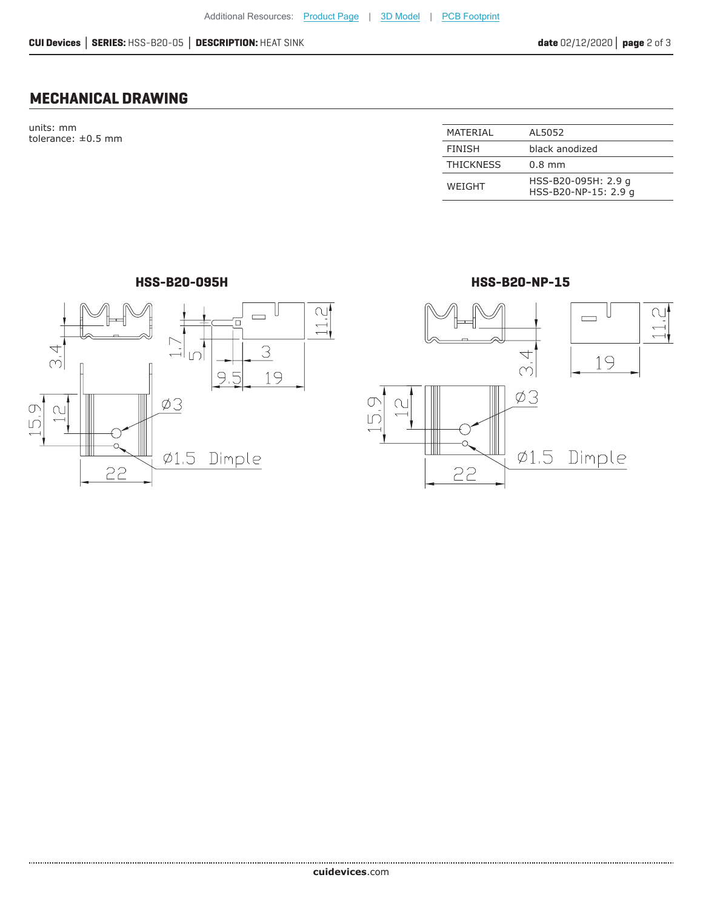## MECHANICAL DRAWING

units: mm
tolerance: ±0.5 mm

| MATERIAL | AL5052 |
|---|---|
| FINISH | black anodized |
| THICKNESS | 0.8 mm |
| WEIGHT | HSS-B20-095H: 2.9 g<br>HSS-B20-NP-15: 2.9 g |

**HSS-B20-095H**

3.4 | 1.7 | 5 | 3 | 11.2 | 9.5 | 19 | 15.9 | 12 | Ø3 | Ø1.5 Dimple | 22

**HSS-B20-NP-15**

3.4 | 11.2 | 19 | 15.9 | 12 | Ø3 | Ø1.5 Dimple | 22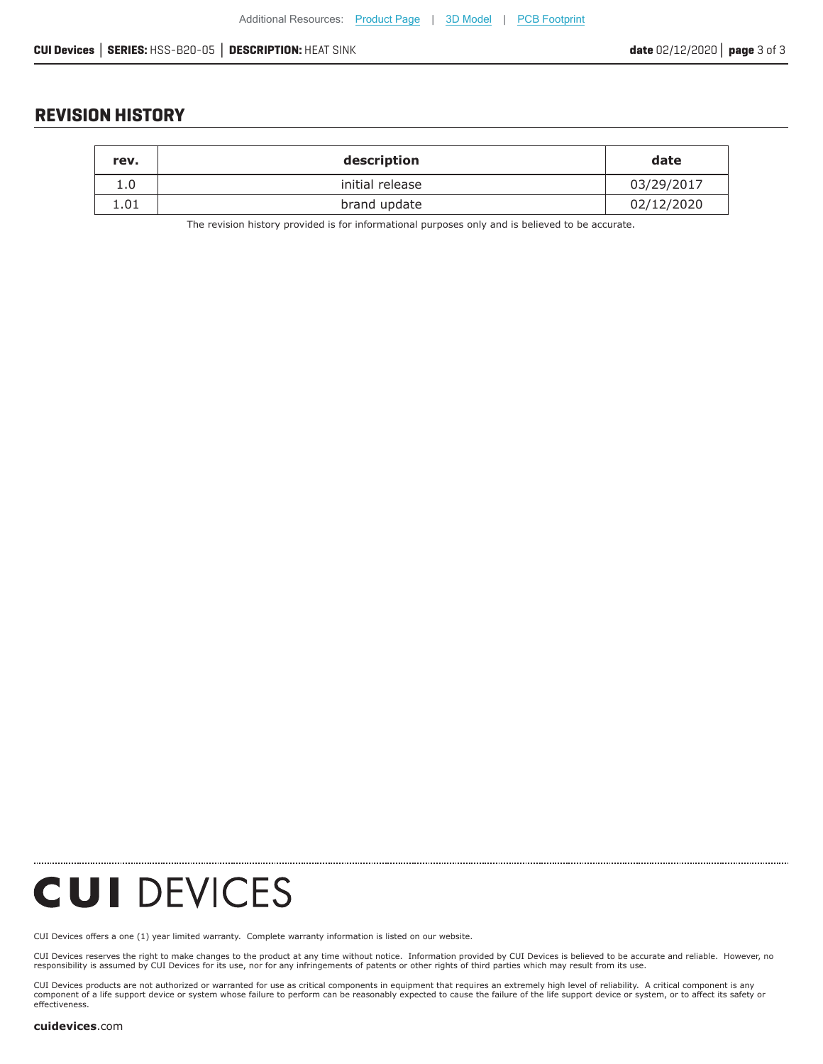## REVISION HISTORY

| rev. | description | date |
| --- | --- | --- |
| 1.0 | initial release | 03/29/2017 |
| 1.01 | brand update | 02/12/2020 |

The revision history provided is for informational purposes only and is believed to be accurate.

**CUI** DEVICES

CUI Devices offers a one (1) year limited warranty. Complete warranty information is listed on our website.

CUI Devices reserves the right to make changes to the product at any time without notice. Information provided by CUI Devices is believed to be accurate and reliable. However, no responsibility is assumed by CUI Devices for its use, nor for any infringements of patents or other rights of third parties which may result from its use.

CUI Devices products are not authorized or warranted for use as critical components in equipment that requires an extremely high level of reliability. A critical component is any component of a life support device or system whose failure to perform can be reasonably expected to cause the failure of the life support device or system, or to affect its safety or effectiveness.

**cuidevices**.com